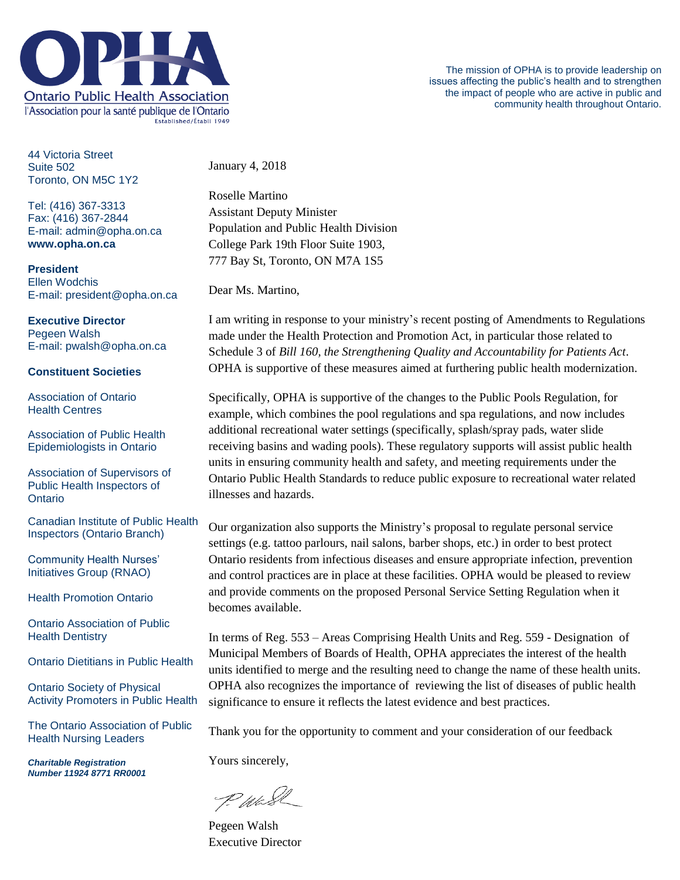**Ontario Public Health Association**
l'Association pour la santé publique de l'Ontario
Established/Établi 1949

The mission of OPHA is to provide leadership on issues affecting the public's health and to strengthen the impact of people who are active in public and community health throughout Ontario.

44 Victoria Street
Suite 502
Toronto, ON M5C 1Y2

Tel: (416) 367-3313
Fax: (416) 367-2844
E-mail: admin@opha.on.ca
**www.opha.on.ca**

**President**
Ellen Wodchis
E-mail: president@opha.on.ca

**Executive Director**
Pegeen Walsh
E-mail: pwalsh@opha.on.ca

**Constituent Societies**

Association of Ontario Health Centres

Association of Public Health Epidemiologists in Ontario

Association of Supervisors of Public Health Inspectors of Ontario

Canadian Institute of Public Health Inspectors (Ontario Branch)

Community Health Nurses' Initiatives Group (RNAO)

Health Promotion Ontario

Ontario Association of Public Health Dentistry

Ontario Dietitians in Public Health

Ontario Society of Physical Activity Promoters in Public Health

The Ontario Association of Public Health Nursing Leaders

***Charitable Registration Number 11924 8771 RR0001***

January 4, 2018

Roselle Martino
Assistant Deputy Minister
Population and Public Health Division
College Park 19th Floor Suite 1903,
777 Bay St, Toronto, ON M7A 1S5

Dear Ms. Martino,

I am writing in response to your ministry's recent posting of Amendments to Regulations made under the Health Protection and Promotion Act, in particular those related to Schedule 3 of *Bill 160, the Strengthening Quality and Accountability for Patients Act*. OPHA is supportive of these measures aimed at furthering public health modernization.

Specifically, OPHA is supportive of the changes to the Public Pools Regulation, for example, which combines the pool regulations and spa regulations, and now includes additional recreational water settings (specifically, splash/spray pads, water slide receiving basins and wading pools). These regulatory supports will assist public health units in ensuring community health and safety, and meeting requirements under the Ontario Public Health Standards to reduce public exposure to recreational water related illnesses and hazards.

Our organization also supports the Ministry's proposal to regulate personal service settings (e.g. tattoo parlours, nail salons, barber shops, etc.) in order to best protect Ontario residents from infectious diseases and ensure appropriate infection, prevention and control practices are in place at these facilities. OPHA would be pleased to review and provide comments on the proposed Personal Service Setting Regulation when it becomes available.

In terms of Reg. 553 – Areas Comprising Health Units and Reg. 559 - Designation of Municipal Members of Boards of Health, OPHA appreciates the interest of the health units identified to merge and the resulting need to change the name of these health units. OPHA also recognizes the importance of reviewing the list of diseases of public health significance to ensure it reflects the latest evidence and best practices.

Thank you for the opportunity to comment and your consideration of our feedback

Yours sincerely,

Pegeen Walsh
Executive Director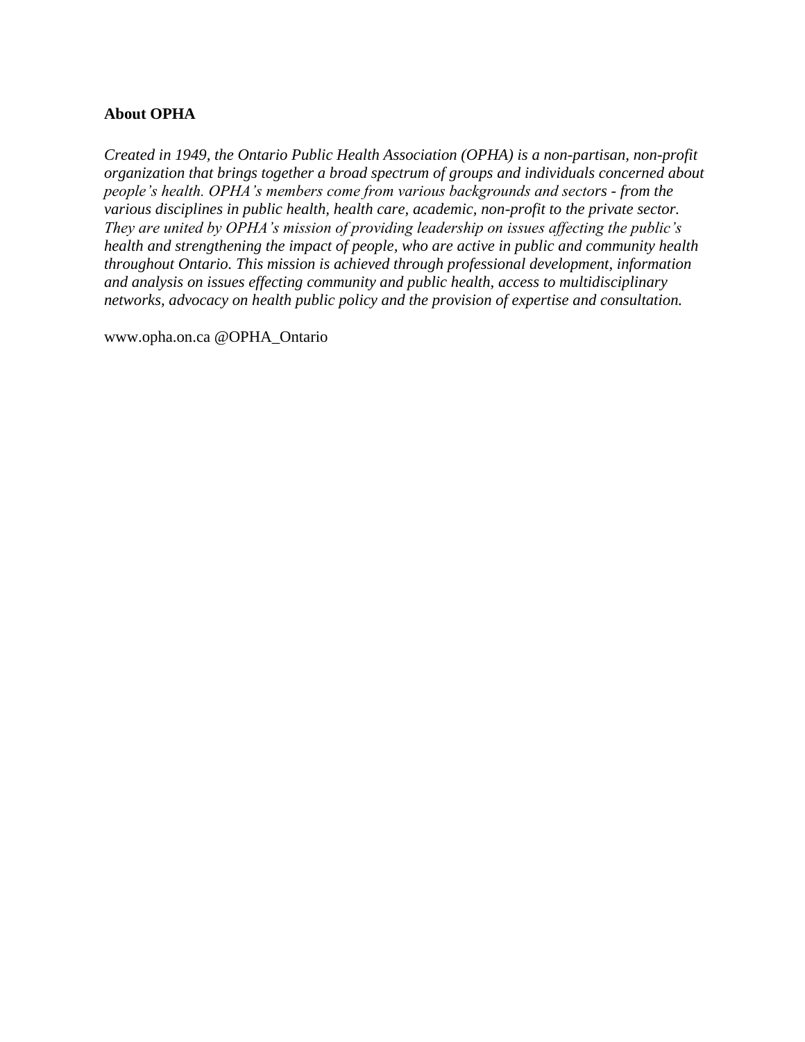**About OPHA**

*Created in 1949, the Ontario Public Health Association (OPHA) is a non-partisan, non-profit organization that brings together a broad spectrum of groups and individuals concerned about people's health. OPHA's members come from various backgrounds and sectors - from the various disciplines in public health, health care, academic, non-profit to the private sector. They are united by OPHA's mission of providing leadership on issues affecting the public's health and strengthening the impact of people, who are active in public and community health throughout Ontario. This mission is achieved through professional development, information and analysis on issues effecting community and public health, access to multidisciplinary networks, advocacy on health public policy and the provision of expertise and consultation.*

www.opha.on.ca @OPHA_Ontario